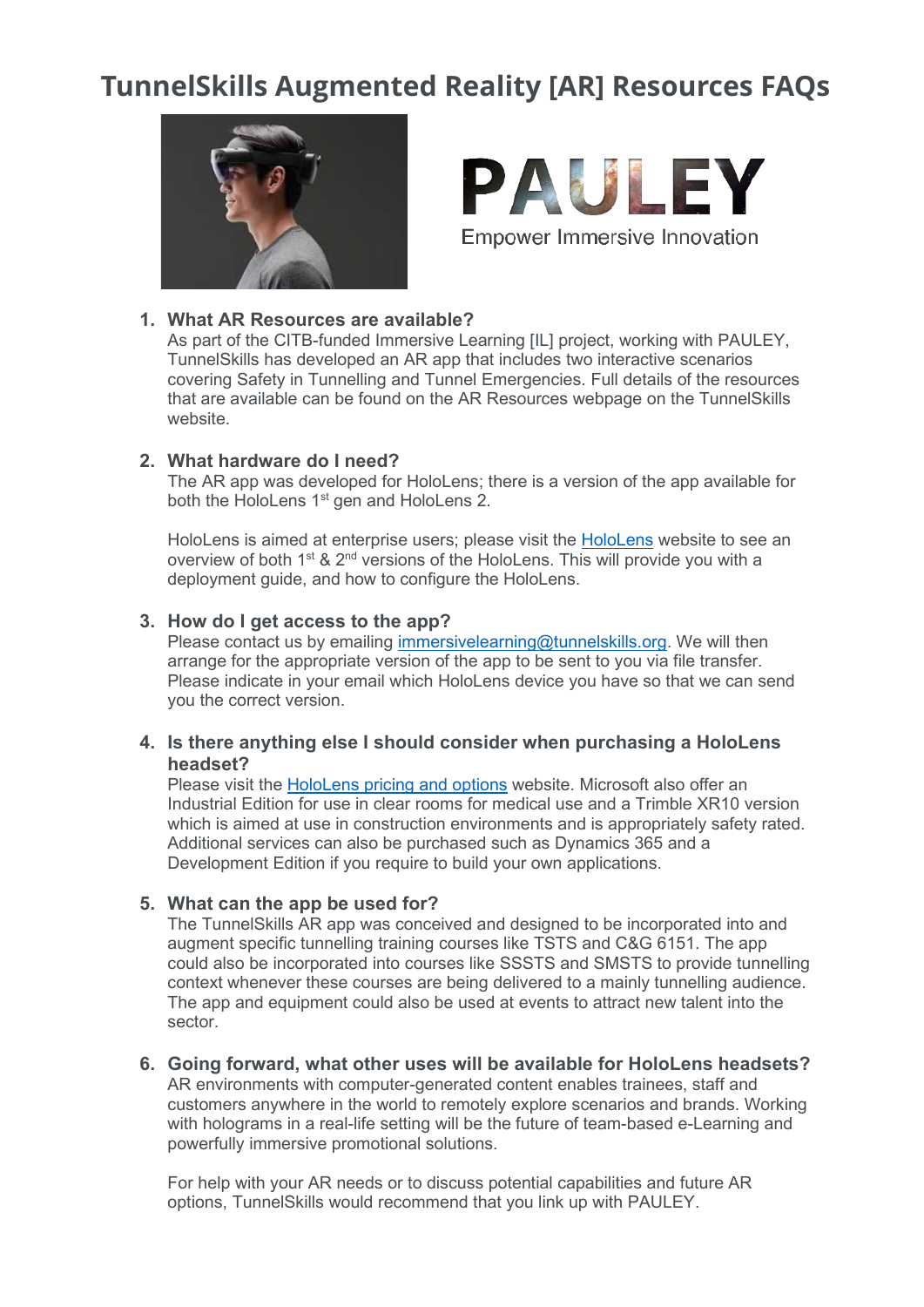# TunnelSkills Augmented Reality [AR] Resources FAQs

PAULEY

Empower Immersive Innovation

1. **What AR Resources are available?**
   As part of the CITB-funded Immersive Learning [IL] project, working with PAULEY, TunnelSkills has developed an AR app that includes two interactive scenarios covering Safety in Tunnelling and Tunnel Emergencies. Full details of the resources that are available can be found on the AR Resources webpage on the TunnelSkills website.

2. **What hardware do I need?**
   The AR app was developed for HoloLens; there is a version of the app available for both the HoloLens 1st gen and HoloLens 2.

   HoloLens is aimed at enterprise users; please visit the HoloLens website to see an overview of both 1st & 2nd versions of the HoloLens. This will provide you with a deployment guide, and how to configure the HoloLens.

3. **How do I get access to the app?**
   Please contact us by emailing immersivelearning@tunnelskills.org. We will then arrange for the appropriate version of the app to be sent to you via file transfer. Please indicate in your email which HoloLens device you have so that we can send you the correct version.

4. **Is there anything else I should consider when purchasing a HoloLens headset?**
   Please visit the HoloLens pricing and options website. Microsoft also offer an Industrial Edition for use in clear rooms for medical use and a Trimble XR10 version which is aimed at use in construction environments and is appropriately safety rated. Additional services can also be purchased such as Dynamics 365 and a Development Edition if you require to build your own applications.

5. **What can the app be used for?**
   The TunnelSkills AR app was conceived and designed to be incorporated into and augment specific tunnelling training courses like TSTS and C&G 6151. The app could also be incorporated into courses like SSSTS and SMSTS to provide tunnelling context whenever these courses are being delivered to a mainly tunnelling audience. The app and equipment could also be used at events to attract new talent into the sector.

6. **Going forward, what other uses will be available for HoloLens headsets?**
   AR environments with computer-generated content enables trainees, staff and customers anywhere in the world to remotely explore scenarios and brands. Working with holograms in a real-life setting will be the future of team-based e-Learning and powerfully immersive promotional solutions.

   For help with your AR needs or to discuss potential capabilities and future AR options, TunnelSkills would recommend that you link up with PAULEY.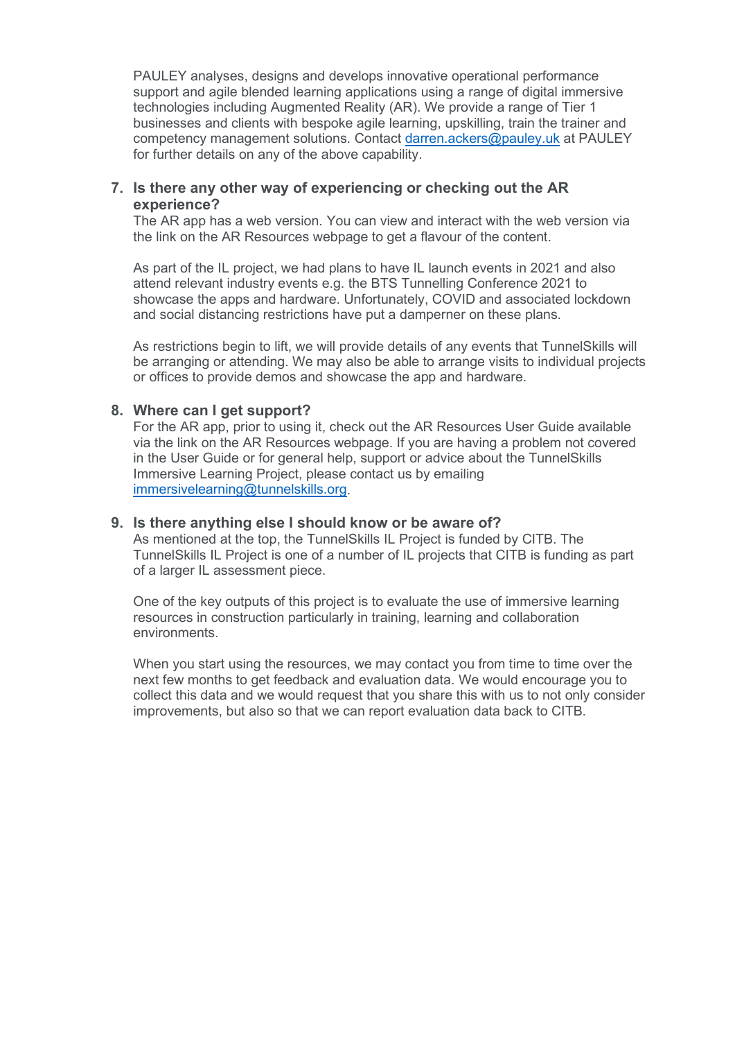PAULEY analyses, designs and develops innovative operational performance support and agile blended learning applications using a range of digital immersive technologies including Augmented Reality (AR). We provide a range of Tier 1 businesses and clients with bespoke agile learning, upskilling, train the trainer and competency management solutions. Contact darren.ackers@pauley.uk at PAULEY for further details on any of the above capability.

7. **Is there any other way of experiencing or checking out the AR experience?**

   The AR app has a web version. You can view and interact with the web version via the link on the AR Resources webpage to get a flavour of the content.

   As part of the IL project, we had plans to have IL launch events in 2021 and also attend relevant industry events e.g. the BTS Tunnelling Conference 2021 to showcase the apps and hardware. Unfortunately, COVID and associated lockdown and social distancing restrictions have put a damperner on these plans.

   As restrictions begin to lift, we will provide details of any events that TunnelSkills will be arranging or attending. We may also be able to arrange visits to individual projects or offices to provide demos and showcase the app and hardware.

8. **Where can I get support?**

   For the AR app, prior to using it, check out the AR Resources User Guide available via the link on the AR Resources webpage. If you are having a problem not covered in the User Guide or for general help, support or advice about the TunnelSkills Immersive Learning Project, please contact us by emailing immersivelearning@tunnelskills.org.

9. **Is there anything else I should know or be aware of?**

   As mentioned at the top, the TunnelSkills IL Project is funded by CITB. The TunnelSkills IL Project is one of a number of IL projects that CITB is funding as part of a larger IL assessment piece.

   One of the key outputs of this project is to evaluate the use of immersive learning resources in construction particularly in training, learning and collaboration environments.

   When you start using the resources, we may contact you from time to time over the next few months to get feedback and evaluation data. We would encourage you to collect this data and we would request that you share this with us to not only consider improvements, but also so that we can report evaluation data back to CITB.